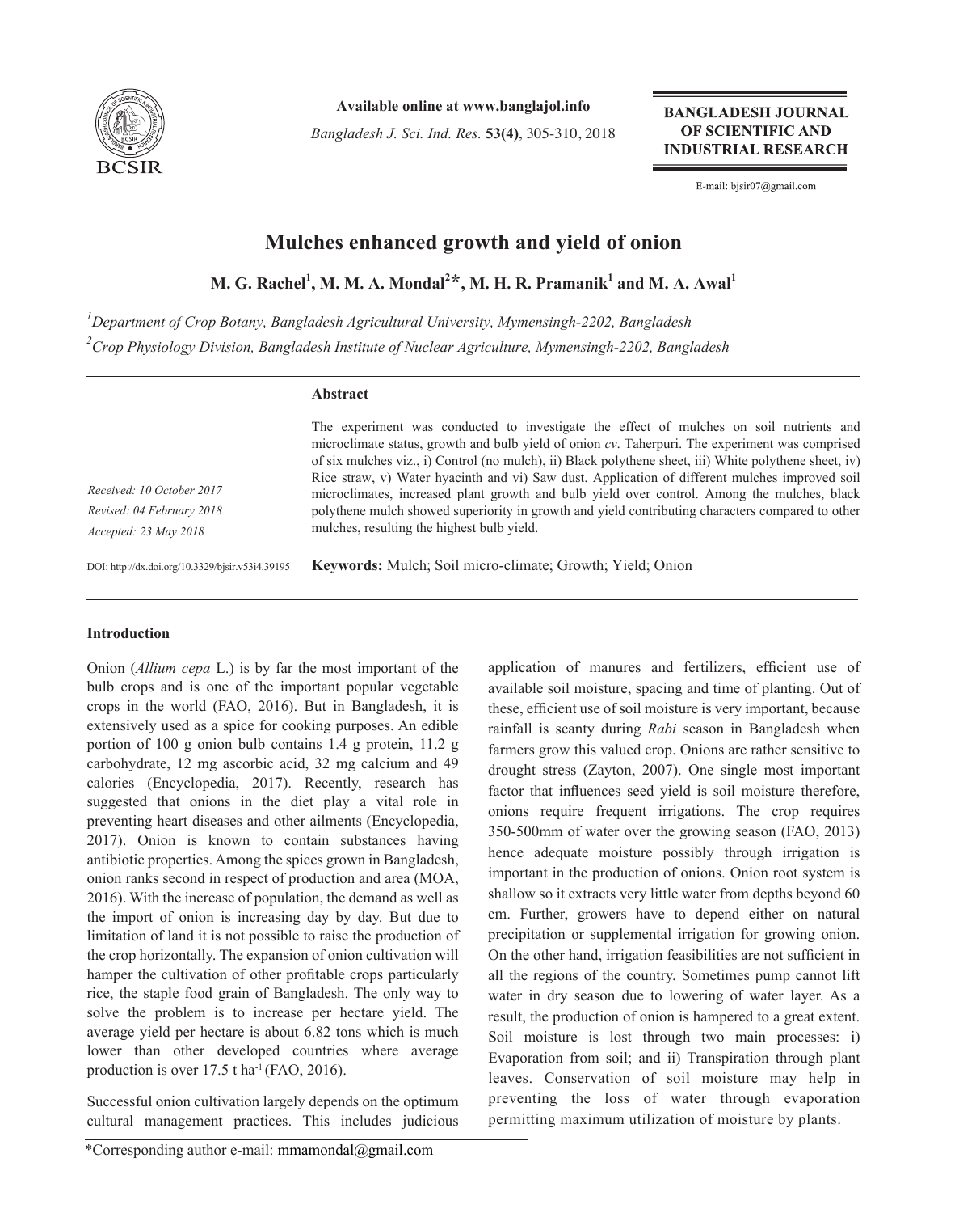Available online at www.banglajol.info

BANGLADESH JOURNAL OF SCIENTIFIC AND INDUSTRIAL RESEARCH

E-mail: bjsir07@gmail.com

# Mulches enhanced growth and yield of onion

**M. G. Rachel[1], M. M. A. Mondal[2]*, M. H. R. Pramanik[1] and M. A. Awal[1]**

*[1]Department of Crop Botany, Bangladesh Agricultural University, Mymensingh-2202, Bangladesh*

*[2]Crop Physiology Division, Bangladesh Institute of Nuclear Agriculture, Mymensingh-2202, Bangladesh*

*Received: 10 October 2017*

*Revised: 04 February 2018*

*Accepted: 23 May 2018*

DOI: http://dx.doi.org/10.3329/bjsir.v53i4.39195

## Abstract

The experiment was conducted to investigate the effect of mulches on soil nutrients and microclimate status, growth and bulb yield of onion *cv*. Taherpuri. The experiment was comprised of six mulches viz., i) Control (no mulch), ii) Black polythene sheet, iii) White polythene sheet, iv) Rice straw, v) Water hyacinth and vi) Saw dust. Application of different mulches improved soil microclimates, increased plant growth and bulb yield over control. Among the mulches, black polythene mulch showed superiority in growth and yield contributing characters compared to other mulches, resulting the highest bulb yield.

**Keywords:** Mulch; Soil micro-climate; Growth; Yield; Onion

## Introduction

Onion (*Allium cepa* L.) is by far the most important of the bulb crops and is one of the important popular vegetable crops in the world (FAO, 2016). But in Bangladesh, it is extensively used as a spice for cooking purposes. An edible portion of 100 g onion bulb contains 1.4 g protein, 11.2 g carbohydrate, 12 mg ascorbic acid, 32 mg calcium and 49 calories (Encyclopedia, 2017). Recently, research has suggested that onions in the diet play a vital role in preventing heart diseases and other ailments (Encyclopedia, 2017). Onion is known to contain substances having antibiotic properties. Among the spices grown in Bangladesh, onion ranks second in respect of production and area (MOA, 2016). With the increase of population, the demand as well as the import of onion is increasing day by day. But due to limitation of land it is not possible to raise the production of the crop horizontally. The expansion of onion cultivation will hamper the cultivation of other profitable crops particularly rice, the staple food grain of Bangladesh. The only way to solve the problem is to increase per hectare yield. The average yield per hectare is about 6.82 tons which is much lower than other developed countries where average production is over 17.5 t ha$^{-1}$ (FAO, 2016).

Successful onion cultivation largely depends on the optimum cultural management practices. This includes judicious application of manures and fertilizers, efficient use of available soil moisture, spacing and time of planting. Out of these, efficient use of soil moisture is very important, because rainfall is scanty during *Rabi* season in Bangladesh when farmers grow this valued crop. Onions are rather sensitive to drought stress (Zayton, 2007). One single most important factor that influences seed yield is soil moisture therefore, onions require frequent irrigations. The crop requires 350-500mm of water over the growing season (FAO, 2013) hence adequate moisture possibly through irrigation is important in the production of onions. Onion root system is shallow so it extracts very little water from depths beyond 60 cm. Further, growers have to depend either on natural precipitation or supplemental irrigation for growing onion. On the other hand, irrigation feasibilities are not sufficient in all the regions of the country. Sometimes pump cannot lift water in dry season due to lowering of water layer. As a result, the production of onion is hampered to a great extent. Soil moisture is lost through two main processes: i) Evaporation from soil; and ii) Transpiration through plant leaves. Conservation of soil moisture may help in preventing the loss of water through evaporation permitting maximum utilization of moisture by plants.

*Corresponding author e-mail: mmamondal@gmail.com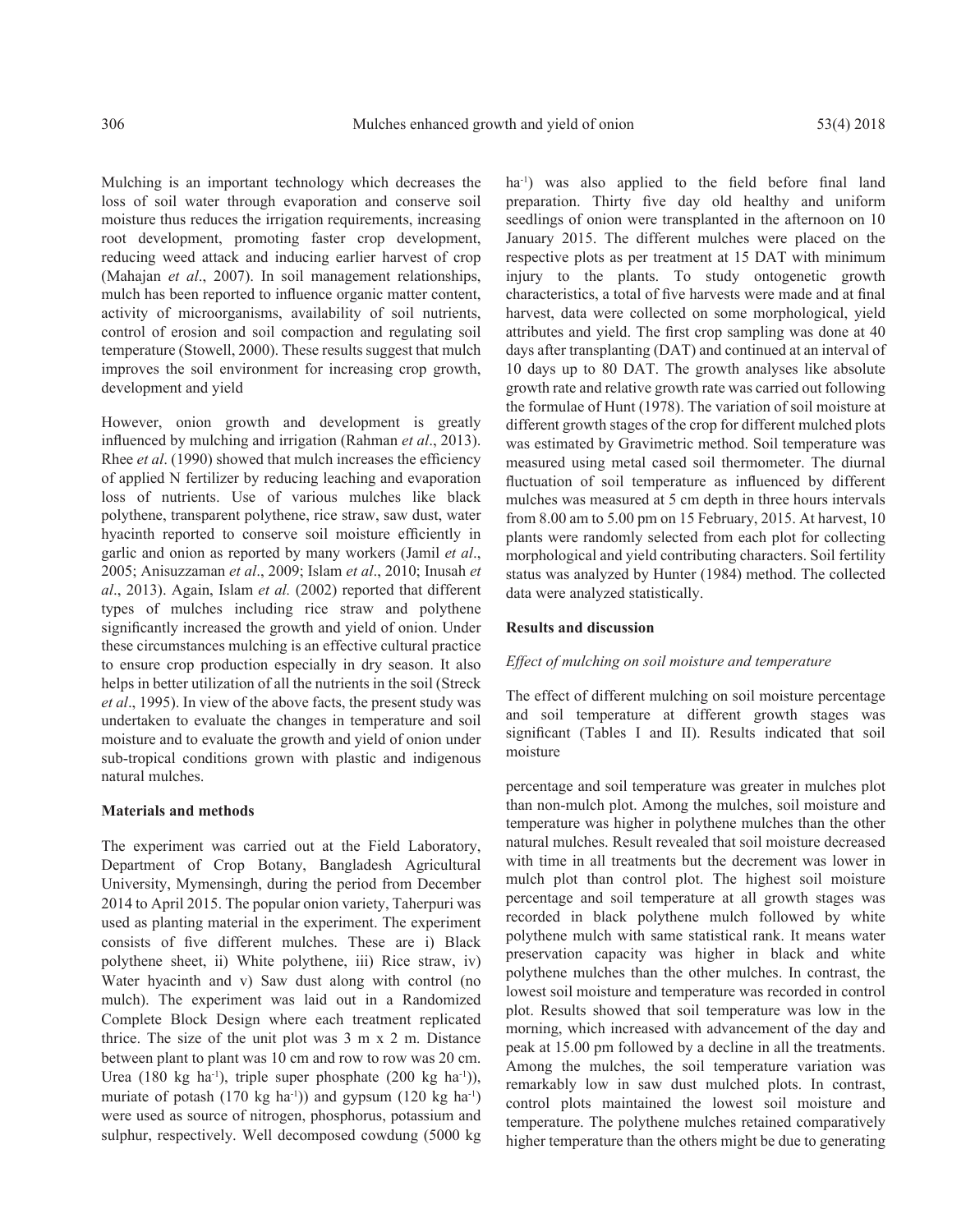Mulching is an important technology which decreases the loss of soil water through evaporation and conserve soil moisture thus reduces the irrigation requirements, increasing root development, promoting faster crop development, reducing weed attack and inducing earlier harvest of crop (Mahajan *et al*., 2007). In soil management relationships, mulch has been reported to influence organic matter content, activity of microorganisms, availability of soil nutrients, control of erosion and soil compaction and regulating soil temperature (Stowell, 2000). These results suggest that mulch improves the soil environment for increasing crop growth, development and yield

However, onion growth and development is greatly influenced by mulching and irrigation (Rahman *et al*., 2013). Rhee *et al*. (1990) showed that mulch increases the efficiency of applied N fertilizer by reducing leaching and evaporation loss of nutrients. Use of various mulches like black polythene, transparent polythene, rice straw, saw dust, water hyacinth reported to conserve soil moisture efficiently in garlic and onion as reported by many workers (Jamil *et al*., 2005; Anisuzzaman *et al*., 2009; Islam *et al*., 2010; Inusah *et al*., 2013). Again, Islam *et al.* (2002) reported that different types of mulches including rice straw and polythene significantly increased the growth and yield of onion. Under these circumstances mulching is an effective cultural practice to ensure crop production especially in dry season. It also helps in better utilization of all the nutrients in the soil (Streck *et al*., 1995). In view of the above facts, the present study was undertaken to evaluate the changes in temperature and soil moisture and to evaluate the growth and yield of onion under sub-tropical conditions grown with plastic and indigenous natural mulches.

## Materials and methods

The experiment was carried out at the Field Laboratory, Department of Crop Botany, Bangladesh Agricultural University, Mymensingh, during the period from December 2014 to April 2015. The popular onion variety, Taherpuri was used as planting material in the experiment. The experiment consists of five different mulches. These are i) Black polythene sheet, ii) White polythene, iii) Rice straw, iv) Water hyacinth and v) Saw dust along with control (no mulch). The experiment was laid out in a Randomized Complete Block Design where each treatment replicated thrice. The size of the unit plot was 3 m x 2 m. Distance between plant to plant was 10 cm and row to row was 20 cm. Urea (180 kg $ha^{-1}$), triple super phosphate (200 kg $ha^{-1}$)), muriate of potash (170 kg $ha^{-1}$)) and gypsum (120 kg $ha^{-1}$) were used as source of nitrogen, phosphorus, potassium and sulphur, respectively. Well decomposed cowdung (5000 kg $ha^{-1}$) was also applied to the field before final land preparation. Thirty five day old healthy and uniform seedlings of onion were transplanted in the afternoon on 10 January 2015. The different mulches were placed on the respective plots as per treatment at 15 DAT with minimum injury to the plants. To study ontogenetic growth characteristics, a total of five harvests were made and at final harvest, data were collected on some morphological, yield attributes and yield. The first crop sampling was done at 40 days after transplanting (DAT) and continued at an interval of 10 days up to 80 DAT. The growth analyses like absolute growth rate and relative growth rate was carried out following the formulae of Hunt (1978). The variation of soil moisture at different growth stages of the crop for different mulched plots was estimated by Gravimetric method. Soil temperature was measured using metal cased soil thermometer. The diurnal fluctuation of soil temperature as influenced by different mulches was measured at 5 cm depth in three hours intervals from 8.00 am to 5.00 pm on 15 February, 2015. At harvest, 10 plants were randomly selected from each plot for collecting morphological and yield contributing characters. Soil fertility status was analyzed by Hunter (1984) method. The collected data were analyzed statistically.

## Results and discussion

### *Effect of mulching on soil moisture and temperature*

The effect of different mulching on soil moisture percentage and soil temperature at different growth stages was significant (Tables I and II). Results indicated that soil moisture percentage and soil temperature was greater in mulches plot than non-mulch plot. Among the mulches, soil moisture and temperature was higher in polythene mulches than the other natural mulches. Result revealed that soil moisture decreased with time in all treatments but the decrement was lower in mulch plot than control plot. The highest soil moisture percentage and soil temperature at all growth stages was recorded in black polythene mulch followed by white polythene mulch with same statistical rank. It means water preservation capacity was higher in black and white polythene mulches than the other mulches. In contrast, the lowest soil moisture and temperature was recorded in control plot. Results showed that soil temperature was low in the morning, which increased with advancement of the day and peak at 15.00 pm followed by a decline in all the treatments. Among the mulches, the soil temperature variation was remarkably low in saw dust mulched plots. In contrast, control plots maintained the lowest soil moisture and temperature. The polythene mulches retained comparatively higher temperature than the others might be due to generating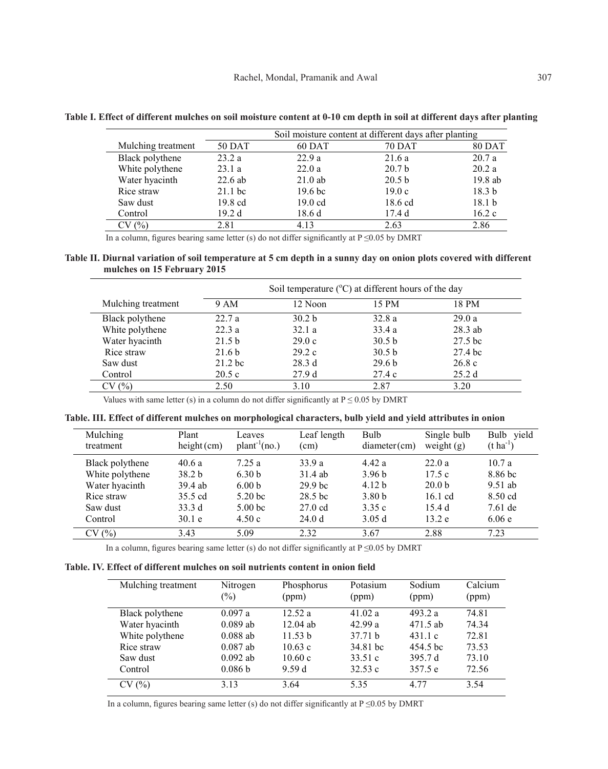**Table I. Effect of different mulches on soil moisture content at 0-10 cm depth in soil at different days after planting**

| Mulching treatment | Soil moisture content at different days after planting | | | |
|---|---|---|---|---|
| | 50 DAT | 60 DAT | 70 DAT | 80 DAT |
| Black polythene | 23.2 a | 22.9 a | 21.6 a | 20.7 a |
| White polythene | 23.1 a | 22.0 a | 20.7 b | 20.2 a |
| Water hyacinth | 22.6 ab | 21.0 ab | 20.5 b | 19.8 ab |
| Rice straw | 21.1 bc | 19.6 bc | 19.0 c | 18.3 b |
| Saw dust | 19.8 cd | 19.0 cd | 18.6 cd | 18.1 b |
| Control | 19.2 d | 18.6 d | 17.4 d | 16.2 c |
| CV (%) | 2.81 | 4.13 | 2.63 | 2.86 |

In a column, figures bearing same letter (s) do not differ significantly at $P \leq 0.05$ by DMRT

**Table II. Diurnal variation of soil temperature at 5 cm depth in a sunny day on onion plots covered with different mulches on 15 February 2015**

| Mulching treatment | Soil temperature ($^o$C) at different hours of the day | | | |
|---|---|---|---|---|
| | 9 AM | 12 Noon | 15 PM | 18 PM |
| Black polythene | 22.7 a | 30.2 b | 32.8 a | 29.0 a |
| White polythene | 22.3 a | 32.1 a | 33.4 a | 28.3 ab |
| Water hyacinth | 21.5 b | 29.0 c | 30.5 b | 27.5 bc |
| Rice straw | 21.6 b | 29.2 c | 30.5 b | 27.4 bc |
| Saw dust | 21.2 bc | 28.3 d | 29.6 b | 26.8 c |
| Control | 20.5 c | 27.9 d | 27.4 c | 25.2 d |
| CV (%) | 2.50 | 3.10 | 2.87 | 3.20 |

Values with same letter (s) in a column do not differ significantly at $P \leq 0.05$ by DMRT

**Table. III. Effect of different mulches on morphological characters, bulb yield and yield attributes in onion**

| Mulching treatment | Plant height (cm) | Leaves plant$^{-1}$(no.) | Leaf length (cm) | Bulb diameter (cm) | Single bulb weight (g) | Bulb yield (t ha$^{-1}$) |
|---|---|---|---|---|---|---|
| Black polythene | 40.6 a | 7.25 a | 33.9 a | 4.42 a | 22.0 a | 10.7 a |
| White polythene | 38.2 b | 6.30 b | 31.4 ab | 3.96 b | 17.5 c | 8.86 bc |
| Water hyacinth | 39.4 ab | 6.00 b | 29.9 bc | 4.12 b | 20.0 b | 9.51 ab |
| Rice straw | 35.5 cd | 5.20 bc | 28.5 bc | 3.80 b | 16.1 cd | 8.50 cd |
| Saw dust | 33.3 d | 5.00 bc | 27.0 cd | 3.35 c | 15.4 d | 7.61 de |
| Control | 30.1 e | 4.50 c | 24.0 d | 3.05 d | 13.2 e | 6.06 e |
| CV (%) | 3.43 | 5.09 | 2.32 | 3.67 | 2.88 | 7.23 |

In a column, figures bearing same letter (s) do not differ significantly at $P \leq 0.05$ by DMRT

**Table. IV. Effect of different mulches on soil nutrients content in onion field**

| Mulching treatment | Nitrogen (%) | Phosphorus (ppm) | Potasium (ppm) | Sodium (ppm) | Calcium (ppm) |
|---|---|---|---|---|---|
| Black polythene | 0.097 a | 12.52 a | 41.02 a | 493.2 a | 74.81 |
| Water hyacinth | 0.089 ab | 12.04 ab | 42.99 a | 471.5 ab | 74.34 |
| White polythene | 0.088 ab | 11.53 b | 37.71 b | 431.1 c | 72.81 |
| Rice straw | 0.087 ab | 10.63 c | 34.81 bc | 454.5 bc | 73.53 |
| Saw dust | 0.092 ab | 10.60 c | 33.51 c | 395.7 d | 73.10 |
| Control | 0.086 b | 9.59 d | 32.53 c | 357.5 e | 72.56 |
| CV (%) | 3.13 | 3.64 | 5.35 | 4.77 | 3.54 |

In a column, figures bearing same letter (s) do not differ significantly at $P \leq 0.05$ by DMRT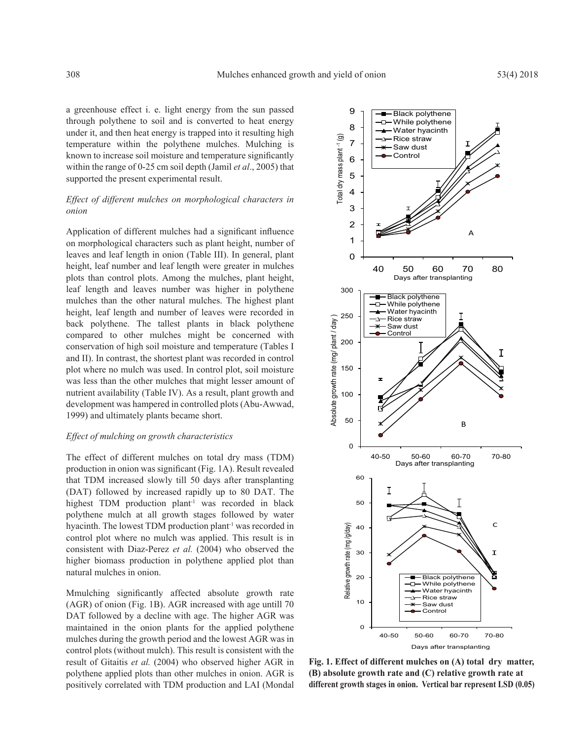a greenhouse effect i. e. light energy from the sun passed through polythene to soil and is converted to heat energy under it, and then heat energy is trapped into it resulting high temperature within the polythene mulches. Mulching is known to increase soil moisture and temperature significantly within the range of 0-25 cm soil depth (Jamil *et al*., 2005) that supported the present experimental result.

### *Effect of different mulches on morphological characters in onion*

Application of different mulches had a significant influence on morphological characters such as plant height, number of leaves and leaf length in onion (Table III). In general, plant height, leaf number and leaf length were greater in mulches plots than control plots. Among the mulches, plant height, leaf length and leaves number was higher in polythene mulches than the other natural mulches. The highest plant height, leaf length and number of leaves were recorded in back polythene. The tallest plants in black polythene compared to other mulches might be concerned with conservation of high soil moisture and temperature (Tables I and II). In contrast, the shortest plant was recorded in control plot where no mulch was used. In control plot, soil moisture was less than the other mulches that might lesser amount of nutrient availability (Table IV). As a result, plant growth and development was hampered in controlled plots (Abu-Awwad, 1999) and ultimately plants became short.

### *Effect of mulching on growth characteristics*

The effect of different mulches on total dry mass (TDM) production in onion was significant (Fig. 1A). Result revealed that TDM increased slowly till 50 days after transplanting (DAT) followed by increased rapidly up to 80 DAT. The highest TDM production plant$^{-1}$ was recorded in black polythene mulch at all growth stages followed by water hyacinth. The lowest TDM production plant$^{-1}$ was recorded in control plot where no mulch was applied. This result is in consistent with Diaz-Perez *et al.* (2004) who observed the higher biomass production in polythene applied plot than natural mulches in onion.

Mmulching significantly affected absolute growth rate (AGR) of onion (Fig. 1B). AGR increased with age untill 70 DAT followed by a decline with age. The higher AGR was maintained in the onion plants for the applied polythene mulches during the growth period and the lowest AGR was in control plots (without mulch). This result is consistent with the result of Gitaitis *et al.* (2004) who observed higher AGR in polythene applied plots than other mulches in onion. AGR is positively correlated with TDM production and LAI (Mondal

**Fig. 1. Effect of different mulches on (A) total dry matter, (B) absolute growth rate and (C) relative growth rate at different growth stages in onion. Vertical bar represent LSD (0.05)**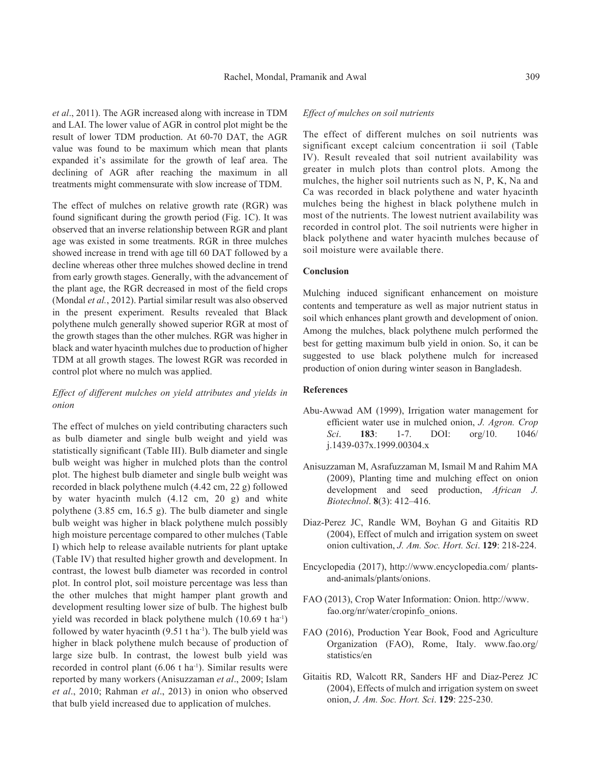*et al*., 2011). The AGR increased along with increase in TDM and LAI. The lower value of AGR in control plot might be the result of lower TDM production. At 60-70 DAT, the AGR value was found to be maximum which mean that plants expanded it's assimilate for the growth of leaf area. The declining of AGR after reaching the maximum in all treatments might commensurate with slow increase of TDM.

The effect of mulches on relative growth rate (RGR) was found significant during the growth period (Fig. 1C). It was observed that an inverse relationship between RGR and plant age was existed in some treatments. RGR in three mulches showed increase in trend with age till 60 DAT followed by a decline whereas other three mulches showed decline in trend from early growth stages. Generally, with the advancement of the plant age, the RGR decreased in most of the field crops (Mondal *et al.*, 2012). Partial similar result was also observed in the present experiment. Results revealed that Black polythene mulch generally showed superior RGR at most of the growth stages than the other mulches. RGR was higher in black and water hyacinth mulches due to production of higher TDM at all growth stages. The lowest RGR was recorded in control plot where no mulch was applied.

### *Effect of different mulches on yield attributes and yields in onion*

The effect of mulches on yield contributing characters such as bulb diameter and single bulb weight and yield was statistically significant (Table III). Bulb diameter and single bulb weight was higher in mulched plots than the control plot. The highest bulb diameter and single bulb weight was recorded in black polythene mulch (4.42 cm, 22 g) followed by water hyacinth mulch (4.12 cm, 20 g) and white polythene (3.85 cm, 16.5 g). The bulb diameter and single bulb weight was higher in black polythene mulch possibly high moisture percentage compared to other mulches (Table I) which help to release available nutrients for plant uptake (Table IV) that resulted higher growth and development. In contrast, the lowest bulb diameter was recorded in control plot. In control plot, soil moisture percentage was less than the other mulches that might hamper plant growth and development resulting lower size of bulb. The highest bulb yield was recorded in black polythene mulch (10.69 t ha$^{-1}$) followed by water hyacinth (9.51 t ha$^{-1}$). The bulb yield was higher in black polythene mulch because of production of large size bulb. In contrast, the lowest bulb yield was recorded in control plant (6.06 t ha$^{-1}$). Similar results were reported by many workers (Anisuzzaman *et al*., 2009; Islam *et al*., 2010; Rahman *et al*., 2013) in onion who observed that bulb yield increased due to application of mulches.

### *Effect of mulches on soil nutrients*

The effect of different mulches on soil nutrients was significant except calcium concentration ii soil (Table IV). Result revealed that soil nutrient availability was greater in mulch plots than control plots. Among the mulches, the higher soil nutrients such as N, P, K, Na and Ca was recorded in black polythene and water hyacinth mulches being the highest in black polythene mulch in most of the nutrients. The lowest nutrient availability was recorded in control plot. The soil nutrients were higher in black polythene and water hyacinth mulches because of soil moisture were available there.

## Conclusion

Mulching induced significant enhancement on moisture contents and temperature as well as major nutrient status in soil which enhances plant growth and development of onion. Among the mulches, black polythene mulch performed the best for getting maximum bulb yield in onion. So, it can be suggested to use black polythene mulch for increased production of onion during winter season in Bangladesh.

## References

Abu-Awwad AM (1999), Irrigation water management for efficient water use in mulched onion, *J. Agron. Crop Sci*. **183**: 1-7. DOI: org/10. 1046/ j.1439-037x.1999.00304.x

Anisuzzaman M, Asrafuzzaman M, Ismail M and Rahim MA (2009), Planting time and mulching effect on onion development and seed production, *African J. Biotechnol*. **8**(3): 412–416.

Diaz-Perez JC, Randle WM, Boyhan G and Gitaitis RD (2004), Effect of mulch and irrigation system on sweet onion cultivation, *J. Am. Soc. Hort. Sci*. **129**: 218-224.

Encyclopedia (2017), http://www.encyclopedia.com/ plants-and-animals/plants/onions.

FAO (2013), Crop Water Information: Onion. http://www. fao.org/nr/water/cropinfo_onions.

FAO (2016), Production Year Book, Food and Agriculture Organization (FAO), Rome, Italy. www.fao.org/ statistics/en

Gitaitis RD, Walcott RR, Sanders HF and Diaz-Perez JC (2004), Effects of mulch and irrigation system on sweet onion, *J. Am. Soc. Hort. Sci*. **129**: 225-230.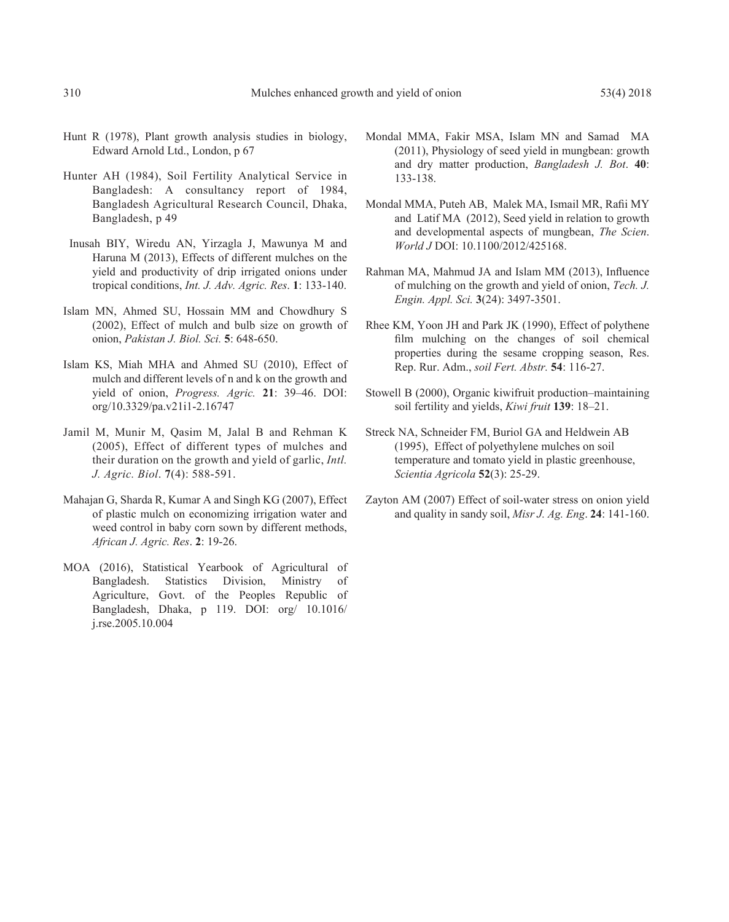Hunt R (1978), Plant growth analysis studies in biology, Edward Arnold Ltd., London, p 67

Hunter AH (1984), Soil Fertility Analytical Service in Bangladesh: A consultancy report of 1984, Bangladesh Agricultural Research Council, Dhaka, Bangladesh, p 49

Inusah BIY, Wiredu AN, Yirzagla J, Mawunya M and Haruna M (2013), Effects of different mulches on the yield and productivity of drip irrigated onions under tropical conditions, *Int. J. Adv. Agric. Res*. **1**: 133-140.

Islam MN, Ahmed SU, Hossain MM and Chowdhury S (2002), Effect of mulch and bulb size on growth of onion, *Pakistan J. Biol. Sci.* **5**: 648-650.

Islam KS, Miah MHA and Ahmed SU (2010), Effect of mulch and different levels of n and k on the growth and yield of onion, *Progress. Agric.* **21**: 39–46. DOI: org/10.3329/pa.v21i1-2.16747

Jamil M, Munir M, Qasim M, Jalal B and Rehman K (2005), Effect of different types of mulches and their duration on the growth and yield of garlic, *Intl. J. Agric. Biol*. **7**(4): 588-591.

Mahajan G, Sharda R, Kumar A and Singh KG (2007), Effect of plastic mulch on economizing irrigation water and weed control in baby corn sown by different methods, *African J. Agric. Res*. **2**: 19-26.

MOA (2016), Statistical Yearbook of Agricultural of Bangladesh. Statistics Division, Ministry of Agriculture, Govt. of the Peoples Republic of Bangladesh, Dhaka, p 119. DOI: org/ 10.1016/ j.rse.2005.10.004

Mondal MMA, Fakir MSA, Islam MN and Samad MA (2011), Physiology of seed yield in mungbean: growth and dry matter production, *Bangladesh J. Bot*. **40**: 133-138.

Mondal MMA, Puteh AB, Malek MA, Ismail MR, Rafii MY and Latif MA (2012), Seed yield in relation to growth and developmental aspects of mungbean, *The Scien. World J* DOI: 10.1100/2012/425168.

Rahman MA, Mahmud JA and Islam MM (2013), Influence of mulching on the growth and yield of onion, *Tech. J. Engin. Appl. Sci.* **3**(24): 3497-3501.

Rhee KM, Yoon JH and Park JK (1990), Effect of polythene film mulching on the changes of soil chemical properties during the sesame cropping season, Res. Rep. Rur. Adm., *soil Fert. Abstr.* **54**: 116-27.

Stowell B (2000), Organic kiwifruit production–maintaining soil fertility and yields, *Kiwi fruit* **139**: 18–21.

Streck NA, Schneider FM, Buriol GA and Heldwein AB (1995), Effect of polyethylene mulches on soil temperature and tomato yield in plastic greenhouse, *Scientia Agricola* **52**(3): 25-29.

Zayton AM (2007) Effect of soil-water stress on onion yield and quality in sandy soil, *Misr J. Ag. Eng*. **24**: 141-160.